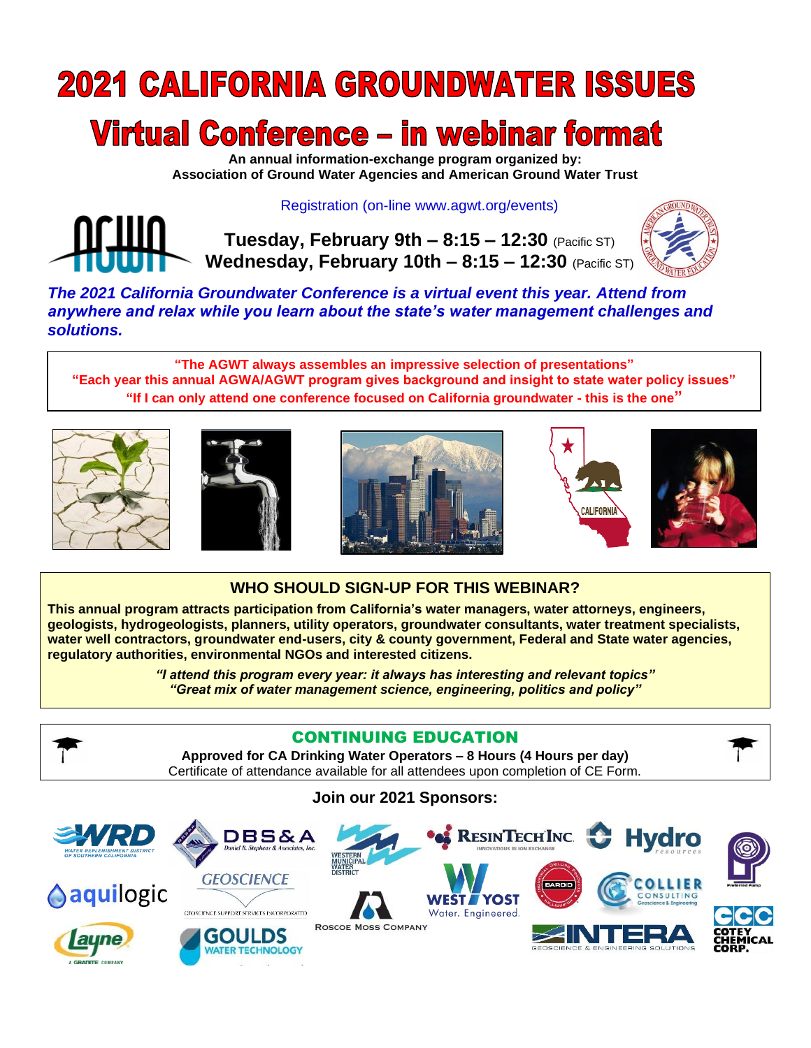# 2021 CALIFORNIA GROUNDWATER ISSUES

# Virtual Conference – in webinar format

**An annual information-exchange program organized by:**
**Association of Ground Water Agencies and American Ground Water Trust**

Registration (on-line www.agwt.org/events)

**Tuesday, February 9th – 8:15 – 12:30** (Pacific ST)
**Wednesday, February 10th – 8:15 – 12:30** (Pacific ST)

***The 2021 California Groundwater Conference is a virtual event this year. Attend from anywhere and relax while you learn about the state's water management challenges and solutions.***

**"The AGWT always assembles an impressive selection of presentations"**
**"Each year this annual AGWA/AGWT program gives background and insight to state water policy issues"**
**"If I can only attend one conference focused on California groundwater - this is the one"**

## WHO SHOULD SIGN-UP FOR THIS WEBINAR?

**This annual program attracts participation from California's water managers, water attorneys, engineers, geologists, hydrogeologists, planners, utility operators, groundwater consultants, water treatment specialists, water well contractors, groundwater end-users, city & county government, Federal and State water agencies, regulatory authorities, environmental NGOs and interested citizens.**

***"I attend this program every year: it always has interesting and relevant topics"***
***"Great mix of water management science, engineering, politics and policy"***

## CONTINUING EDUCATION

**Approved for CA Drinking Water Operators – 8 Hours (4 Hours per day)**
Certificate of attendance available for all attendees upon completion of CE Form.

**Join our 2021 Sponsors:**

WRD Water Replenishment District of Southern California · DBS&A Daniel B. Stephens & Associates, Inc. · Western Municipal Water District · ResinTech Inc. Innovations in Ion Exchange · Hydro Resources · Preferred Pump · aquilogic · Geoscience Geoscience Support Services Incorporated · Roscoe Moss Company · West Yost Water. Engineered. · Baroid · Collier Consulting Geoscience & Engineering · Layne A Granite Company · Goulds Water Technology · Intera Geoscience & Engineering Solutions · Cotey Chemical Corp.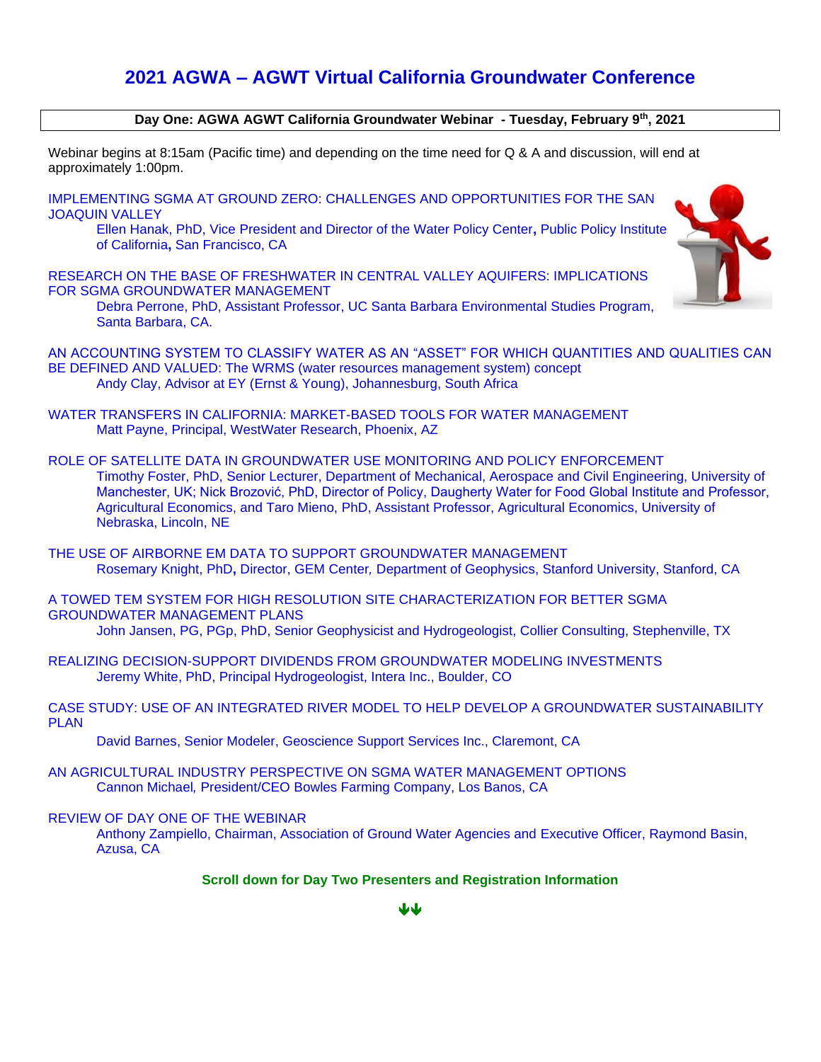# 2021 AGWA – AGWT Virtual California Groundwater Conference

**Day One: AGWA AGWT California Groundwater Webinar - Tuesday, February 9th, 2021**

Webinar begins at 8:15am (Pacific time) and depending on the time need for Q & A and discussion, will end at approximately 1:00pm.

IMPLEMENTING SGMA AT GROUND ZERO: CHALLENGES AND OPPORTUNITIES FOR THE SAN JOAQUIN VALLEY
Ellen Hanak, PhD, Vice President and Director of the Water Policy Center**,** Public Policy Institute of California**,** San Francisco, CA

RESEARCH ON THE BASE OF FRESHWATER IN CENTRAL VALLEY AQUIFERS: IMPLICATIONS FOR SGMA GROUNDWATER MANAGEMENT
Debra Perrone, PhD, Assistant Professor, UC Santa Barbara Environmental Studies Program, Santa Barbara, CA.

AN ACCOUNTING SYSTEM TO CLASSIFY WATER AS AN "ASSET" FOR WHICH QUANTITIES AND QUALITIES CAN BE DEFINED AND VALUED: The WRMS (water resources management system) concept
Andy Clay, Advisor at EY (Ernst & Young), Johannesburg, South Africa

WATER TRANSFERS IN CALIFORNIA: MARKET-BASED TOOLS FOR WATER MANAGEMENT
Matt Payne, Principal, WestWater Research, Phoenix, AZ

ROLE OF SATELLITE DATA IN GROUNDWATER USE MONITORING AND POLICY ENFORCEMENT
Timothy Foster, PhD, Senior Lecturer, Department of Mechanical, Aerospace and Civil Engineering, University of Manchester, UK; Nick Brozović, PhD, Director of Policy, Daugherty Water for Food Global Institute and Professor, Agricultural Economics, and Taro Mieno, PhD, Assistant Professor, Agricultural Economics, University of Nebraska, Lincoln, NE

THE USE OF AIRBORNE EM DATA TO SUPPORT GROUNDWATER MANAGEMENT
Rosemary Knight, PhD**,** Director, GEM Center*,* Department of Geophysics, Stanford University, Stanford, CA

A TOWED TEM SYSTEM FOR HIGH RESOLUTION SITE CHARACTERIZATION FOR BETTER SGMA GROUNDWATER MANAGEMENT PLANS
John Jansen, PG, PGp, PhD, Senior Geophysicist and Hydrogeologist, Collier Consulting, Stephenville, TX

REALIZING DECISION-SUPPORT DIVIDENDS FROM GROUNDWATER MODELING INVESTMENTS
Jeremy White, PhD, Principal Hydrogeologist, Intera Inc., Boulder, CO

CASE STUDY: USE OF AN INTEGRATED RIVER MODEL TO HELP DEVELOP A GROUNDWATER SUSTAINABILITY PLAN
David Barnes, Senior Modeler, Geoscience Support Services Inc., Claremont, CA

AN AGRICULTURAL INDUSTRY PERSPECTIVE ON SGMA WATER MANAGEMENT OPTIONS
Cannon Michael*,* President/CEO Bowles Farming Company, Los Banos, CA

REVIEW OF DAY ONE OF THE WEBINAR
Anthony Zampiello, Chairman, Association of Ground Water Agencies and Executive Officer, Raymond Basin, Azusa, CA

**Scroll down for Day Two Presenters and Registration Information**

↓↓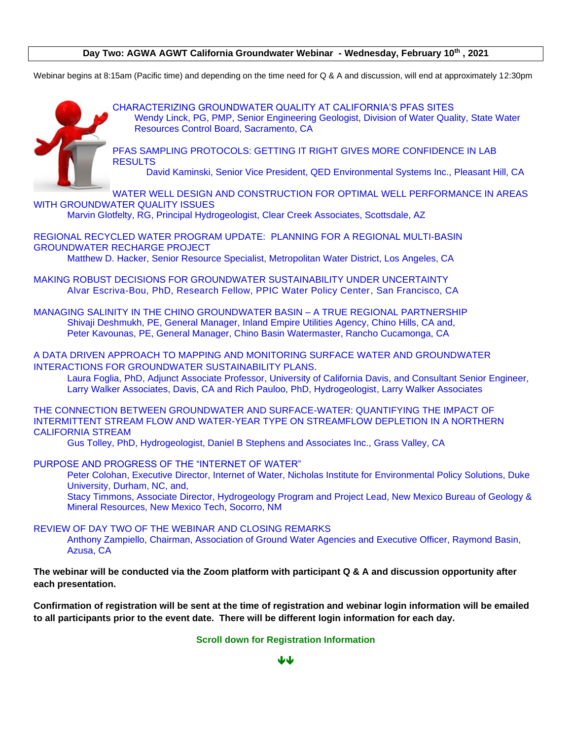## Day Two: AGWA AGWT California Groundwater Webinar - Wednesday, February 10th , 2021

Webinar begins at 8:15am (Pacific time) and depending on the time need for Q & A and discussion, will end at approximately 12:30pm

CHARACTERIZING GROUNDWATER QUALITY AT CALIFORNIA'S PFAS SITES
Wendy Linck, PG, PMP, Senior Engineering Geologist, Division of Water Quality, State Water Resources Control Board, Sacramento, CA

PFAS SAMPLING PROTOCOLS: GETTING IT RIGHT GIVES MORE CONFIDENCE IN LAB RESULTS
David Kaminski, Senior Vice President, QED Environmental Systems Inc., Pleasant Hill, CA

WATER WELL DESIGN AND CONSTRUCTION FOR OPTIMAL WELL PERFORMANCE IN AREAS WITH GROUNDWATER QUALITY ISSUES
Marvin Glotfelty, RG, Principal Hydrogeologist, Clear Creek Associates, Scottsdale, AZ

REGIONAL RECYCLED WATER PROGRAM UPDATE: PLANNING FOR A REGIONAL MULTI-BASIN GROUNDWATER RECHARGE PROJECT
Matthew D. Hacker, Senior Resource Specialist, Metropolitan Water District, Los Angeles, CA

MAKING ROBUST DECISIONS FOR GROUNDWATER SUSTAINABILITY UNDER UNCERTAINTY
Alvar Escriva-Bou, PhD, Research Fellow, PPIC Water Policy Center, San Francisco, CA

MANAGING SALINITY IN THE CHINO GROUNDWATER BASIN – A TRUE REGIONAL PARTNERSHIP
Shivaji Deshmukh, PE, General Manager, Inland Empire Utilities Agency, Chino Hills, CA and,
Peter Kavounas, PE, General Manager, Chino Basin Watermaster, Rancho Cucamonga, CA

A DATA DRIVEN APPROACH TO MAPPING AND MONITORING SURFACE WATER AND GROUNDWATER INTERACTIONS FOR GROUNDWATER SUSTAINABILITY PLANS.
Laura Foglia, PhD, Adjunct Associate Professor, University of California Davis, and Consultant Senior Engineer, Larry Walker Associates, Davis, CA and Rich Pauloo, PhD, Hydrogeologist, Larry Walker Associates

THE CONNECTION BETWEEN GROUNDWATER AND SURFACE-WATER: QUANTIFYING THE IMPACT OF INTERMITTENT STREAM FLOW AND WATER-YEAR TYPE ON STREAMFLOW DEPLETION IN A NORTHERN CALIFORNIA STREAM
Gus Tolley, PhD, Hydrogeologist, Daniel B Stephens and Associates Inc., Grass Valley, CA

PURPOSE AND PROGRESS OF THE "INTERNET OF WATER"
Peter Colohan, Executive Director, Internet of Water, Nicholas Institute for Environmental Policy Solutions, Duke University, Durham, NC, and,
Stacy Timmons, Associate Director, Hydrogeology Program and Project Lead, New Mexico Bureau of Geology & Mineral Resources, New Mexico Tech, Socorro, NM

REVIEW OF DAY TWO OF THE WEBINAR AND CLOSING REMARKS
Anthony Zampiello, Chairman, Association of Ground Water Agencies and Executive Officer, Raymond Basin, Azusa, CA

**The webinar will be conducted via the Zoom platform with participant Q & A and discussion opportunity after each presentation.**

**Confirmation of registration will be sent at the time of registration and webinar login information will be emailed to all participants prior to the event date. There will be different login information for each day.**

**Scroll down for Registration Information**

↓↓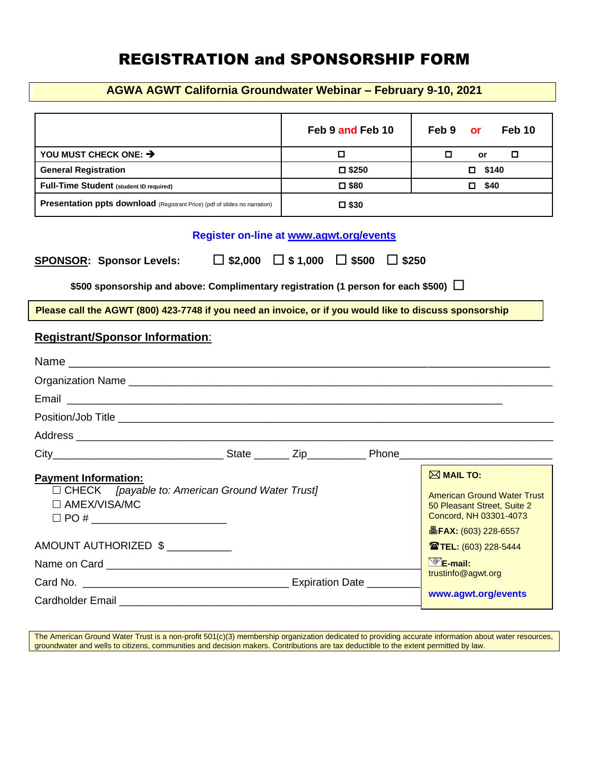# REGISTRATION and SPONSORSHIP FORM

**AGWA AGWT California Groundwater Webinar – February 9-10, 2021**

| | Feb 9 and Feb 10 | Feb 9 or Feb 10 |
|---|---|---|
| **YOU MUST CHECK ONE: ➔** | ☐ | ☐ or ☐ |
| **General Registration** | ☐ $250 | ☐ $140 |
| **Full-Time Student** (student ID required) | ☐ $80 | ☐ $40 |
| **Presentation ppts download** (Registrant Price) (pdf of slides no narration) | ☐ $30 | |

**Register on-line at www.agwt.org/events**

**SPONSOR: Sponsor Levels:** ☐ **$2,000** ☐ **$ 1,000** ☐ **$500** ☐ **$250**

**$500 sponsorship and above: Complimentary registration (1 person for each $500)** ☐

**Please call the AGWT (800) 423-7748 if you need an invoice, or if you would like to discuss sponsorship**

## Registrant/Sponsor Information:

Name ______________________________________________________________________

Organization Name ___________________________________________________________

Email ____________________________________________________________

Position/Job Title _____________________________________________________________

Address ___________________________________________________________________

City____________________________ State ______ Zip__________ Phone________________________

**Payment Information:**

☐ CHECK *[payable to: American Ground Water Trust]*

☐ AMEX/VISA/MC

☐ PO # ______________________

AMOUNT AUTHORIZED $ ___________

Name on Card ______________________________________________

Card No. ___________________________________ Expiration Date _________

Cardholder Email _____________________________________________

**MAIL TO:**

American Ground Water Trust
50 Pleasant Street, Suite 2
Concord, NH 03301-4073

**FAX:** (603) 228-6557

**TEL:** (603) 228-5444

**E-mail:** trustinfo@agwt.org

**www.agwt.org/events**

The American Ground Water Trust is a non-profit 501(c)(3) membership organization dedicated to providing accurate information about water resources, groundwater and wells to citizens, communities and decision makers. Contributions are tax deductible to the extent permitted by law.